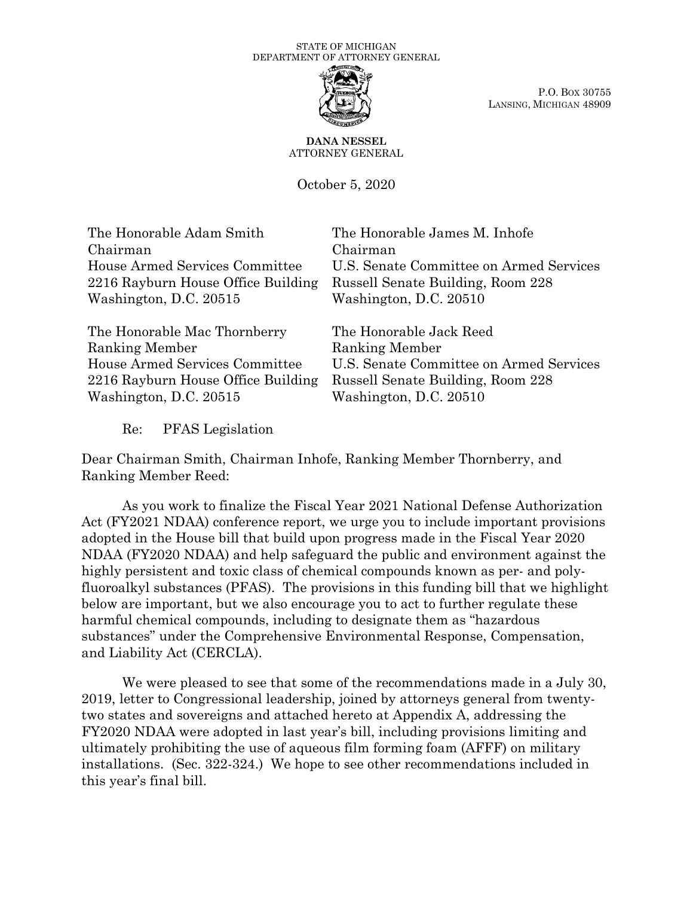STATE OF MICHIGAN
DEPARTMENT OF ATTORNEY GENERAL

P.O. BOX 30755
LANSING, MICHIGAN 48909

**DANA NESSEL**
ATTORNEY GENERAL

October 5, 2020

The Honorable Adam Smith
Chairman
House Armed Services Committee
2216 Rayburn House Office Building
Washington, D.C. 20515

The Honorable James M. Inhofe
Chairman
U.S. Senate Committee on Armed Services
Russell Senate Building, Room 228
Washington, D.C. 20510

The Honorable Mac Thornberry
Ranking Member
House Armed Services Committee
2216 Rayburn House Office Building
Washington, D.C. 20515

The Honorable Jack Reed
Ranking Member
U.S. Senate Committee on Armed Services
Russell Senate Building, Room 228
Washington, D.C. 20510

Re: PFAS Legislation

Dear Chairman Smith, Chairman Inhofe, Ranking Member Thornberry, and Ranking Member Reed:

As you work to finalize the Fiscal Year 2021 National Defense Authorization Act (FY2021 NDAA) conference report, we urge you to include important provisions adopted in the House bill that build upon progress made in the Fiscal Year 2020 NDAA (FY2020 NDAA) and help safeguard the public and environment against the highly persistent and toxic class of chemical compounds known as per- and polyfluoroalkyl substances (PFAS). The provisions in this funding bill that we highlight below are important, but we also encourage you to act to further regulate these harmful chemical compounds, including to designate them as "hazardous substances" under the Comprehensive Environmental Response, Compensation, and Liability Act (CERCLA).

We were pleased to see that some of the recommendations made in a July 30, 2019, letter to Congressional leadership, joined by attorneys general from twenty-two states and sovereigns and attached hereto at Appendix A, addressing the FY2020 NDAA were adopted in last year's bill, including provisions limiting and ultimately prohibiting the use of aqueous film forming foam (AFFF) on military installations. (Sec. 322-324.) We hope to see other recommendations included in this year's final bill.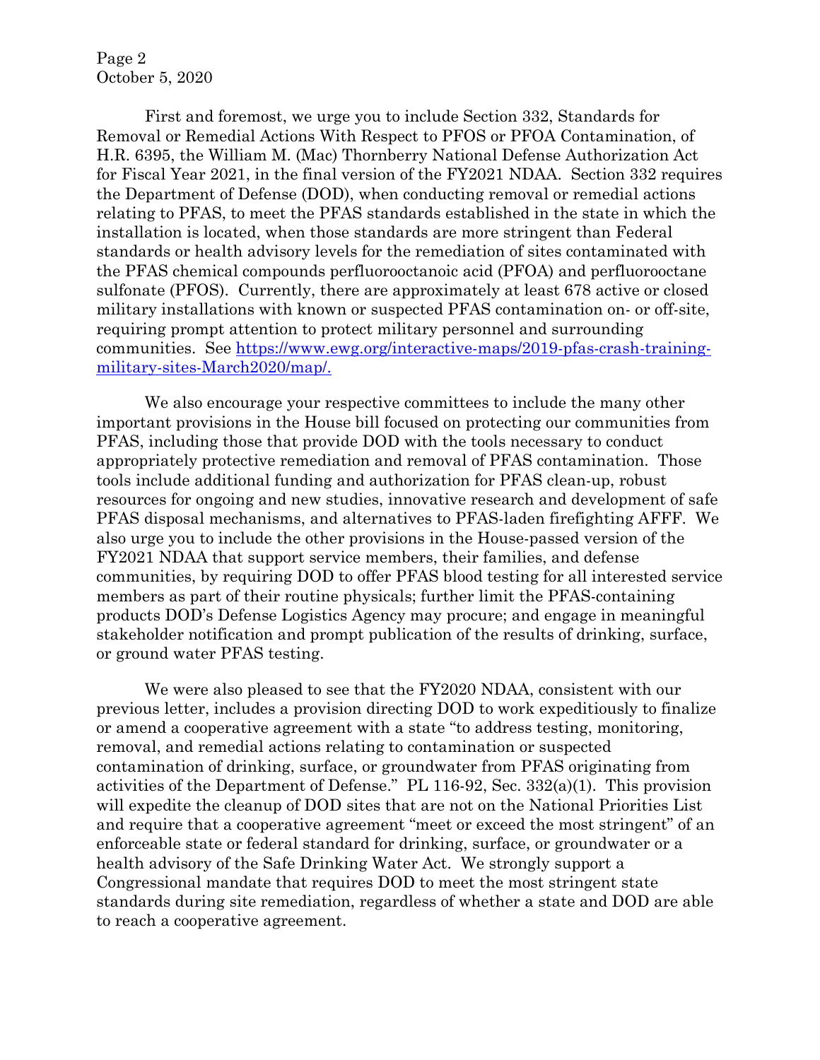First and foremost, we urge you to include Section 332, Standards for Removal or Remedial Actions With Respect to PFOS or PFOA Contamination, of H.R. 6395, the William M. (Mac) Thornberry National Defense Authorization Act for Fiscal Year 2021, in the final version of the FY2021 NDAA. Section 332 requires the Department of Defense (DOD), when conducting removal or remedial actions relating to PFAS, to meet the PFAS standards established in the state in which the installation is located, when those standards are more stringent than Federal standards or health advisory levels for the remediation of sites contaminated with the PFAS chemical compounds perfluorooctanoic acid (PFOA) and perfluorooctane sulfonate (PFOS). Currently, there are approximately at least 678 active or closed military installations with known or suspected PFAS contamination on- or off-site, requiring prompt attention to protect military personnel and surrounding communities. See [https://www.ewg.org/interactive-maps/2019-pfas-crash-training-military-sites-March2020/map/.](https://www.ewg.org/interactive-maps/2019-pfas-crash-training-military-sites-March2020/map/)

We also encourage your respective committees to include the many other important provisions in the House bill focused on protecting our communities from PFAS, including those that provide DOD with the tools necessary to conduct appropriately protective remediation and removal of PFAS contamination. Those tools include additional funding and authorization for PFAS clean-up, robust resources for ongoing and new studies, innovative research and development of safe PFAS disposal mechanisms, and alternatives to PFAS-laden firefighting AFFF. We also urge you to include the other provisions in the House-passed version of the FY2021 NDAA that support service members, their families, and defense communities, by requiring DOD to offer PFAS blood testing for all interested service members as part of their routine physicals; further limit the PFAS-containing products DOD's Defense Logistics Agency may procure; and engage in meaningful stakeholder notification and prompt publication of the results of drinking, surface, or ground water PFAS testing.

We were also pleased to see that the FY2020 NDAA, consistent with our previous letter, includes a provision directing DOD to work expeditiously to finalize or amend a cooperative agreement with a state "to address testing, monitoring, removal, and remedial actions relating to contamination or suspected contamination of drinking, surface, or groundwater from PFAS originating from activities of the Department of Defense." PL 116-92, Sec. 332(a)(1). This provision will expedite the cleanup of DOD sites that are not on the National Priorities List and require that a cooperative agreement "meet or exceed the most stringent" of an enforceable state or federal standard for drinking, surface, or groundwater or a health advisory of the Safe Drinking Water Act. We strongly support a Congressional mandate that requires DOD to meet the most stringent state standards during site remediation, regardless of whether a state and DOD are able to reach a cooperative agreement.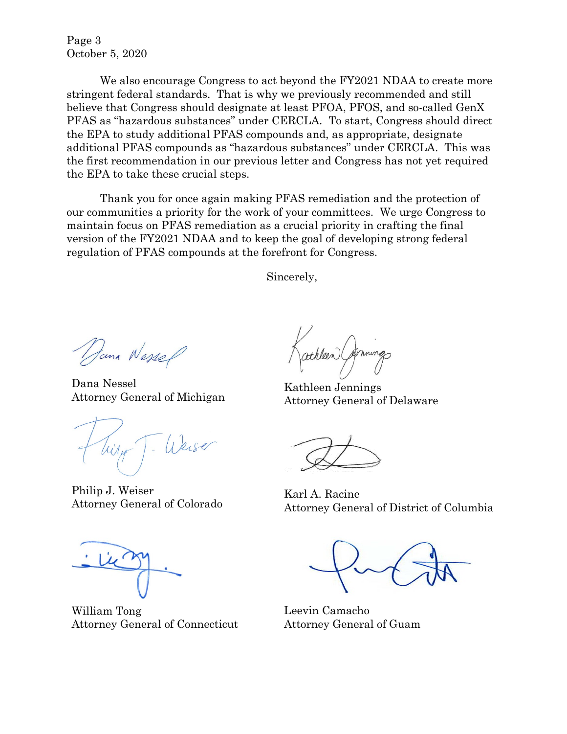We also encourage Congress to act beyond the FY2021 NDAA to create more stringent federal standards. That is why we previously recommended and still believe that Congress should designate at least PFOA, PFOS, and so-called GenX PFAS as "hazardous substances" under CERCLA. To start, Congress should direct the EPA to study additional PFAS compounds and, as appropriate, designate additional PFAS compounds as "hazardous substances" under CERCLA. This was the first recommendation in our previous letter and Congress has not yet required the EPA to take these crucial steps.

Thank you for once again making PFAS remediation and the protection of our communities a priority for the work of your committees. We urge Congress to maintain focus on PFAS remediation as a crucial priority in crafting the final version of the FY2021 NDAA and to keep the goal of developing strong federal regulation of PFAS compounds at the forefront for Congress.

Sincerely,

Dana Nessel
Attorney General of Michigan

Kathleen Jennings
Attorney General of Delaware

Philip J. Weiser
Attorney General of Colorado

Karl A. Racine
Attorney General of District of Columbia

William Tong
Attorney General of Connecticut

Leevin Camacho
Attorney General of Guam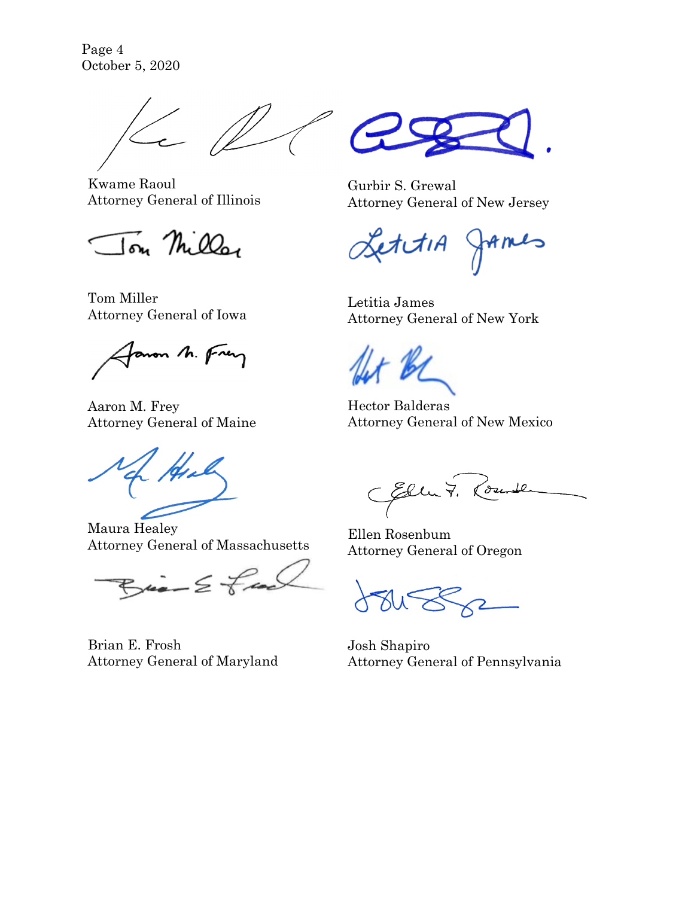Page 4
October 5, 2020

Kwame Raoul
Attorney General of Illinois

Tom Miller
Attorney General of Iowa

Aaron M. Frey
Attorney General of Maine

Maura Healey
Attorney General of Massachusetts

Brian E. Frosh
Attorney General of Maryland

Gurbir S. Grewal
Attorney General of New Jersey

Letitia James
Attorney General of New York

Hector Balderas
Attorney General of New Mexico

Ellen Rosenbum
Attorney General of Oregon

Josh Shapiro
Attorney General of Pennsylvania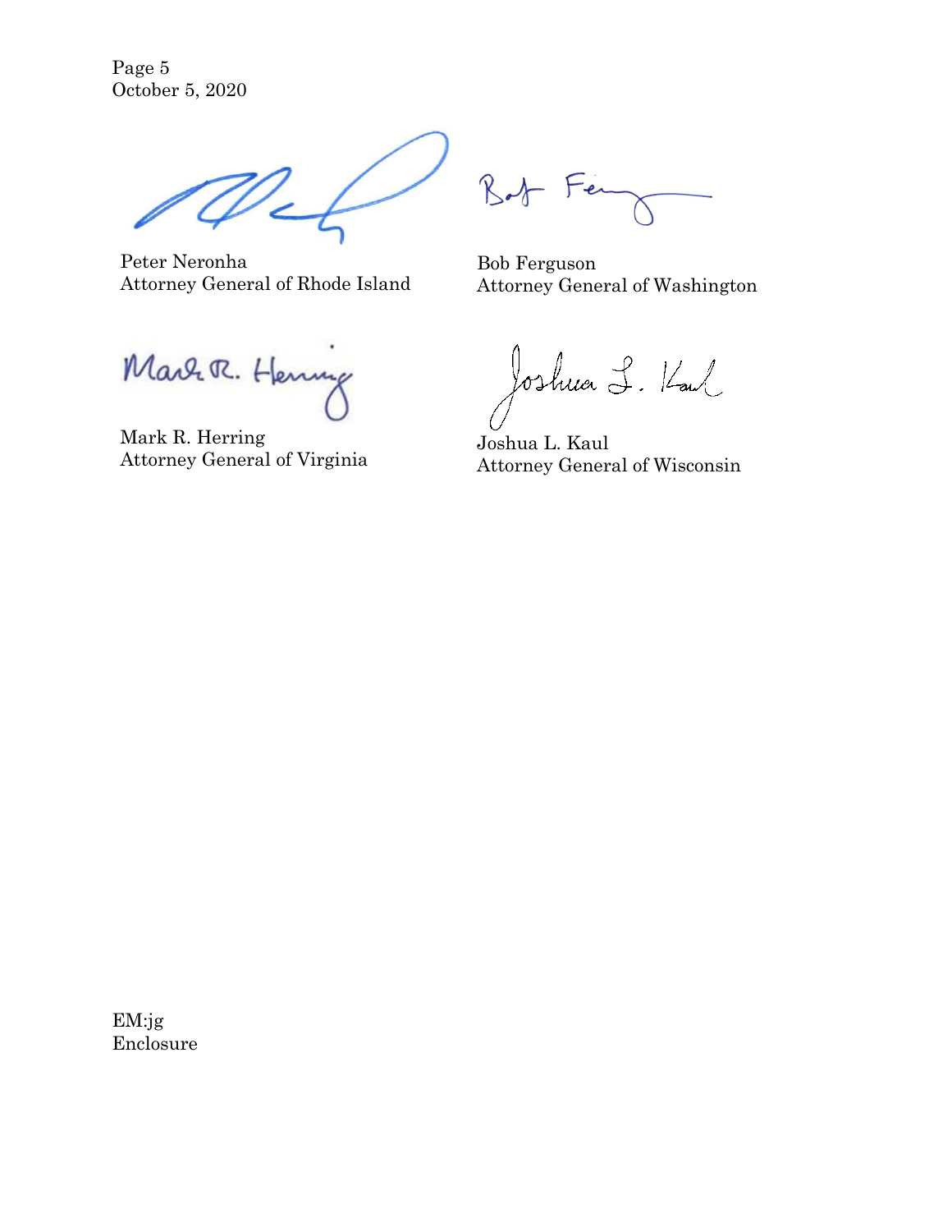Peter Neronha
Attorney General of Rhode Island

Bob Ferguson
Attorney General of Washington

Mark R. Herring
Attorney General of Virginia

Joshua L. Kaul
Attorney General of Wisconsin

EM:jg
Enclosure